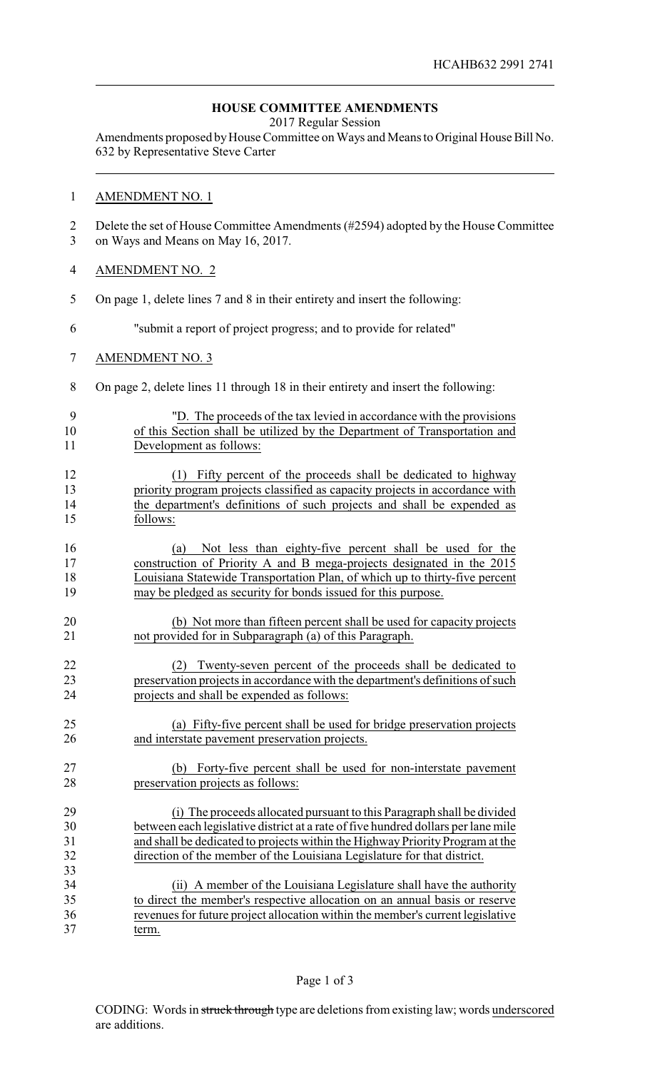HCAHB632 2991 2741

## HOUSE COMMITTEE AMENDMENTS

2017 Regular Session

Amendments proposed by House Committee on Ways and Means to Original House Bill No. 632 by Representative Steve Carter

AMENDMENT NO. 1

Delete the set of House Committee Amendments (#2594) adopted by the House Committee on Ways and Means on May 16, 2017.

AMENDMENT NO. 2

On page 1, delete lines 7 and 8 in their entirety and insert the following:

"submit a report of project progress; and to provide for related"

AMENDMENT NO. 3

On page 2, delete lines 11 through 18 in their entirety and insert the following:

"D. The proceeds of the tax levied in accordance with the provisions of this Section shall be utilized by the Department of Transportation and Development as follows:

(1) Fifty percent of the proceeds shall be dedicated to highway priority program projects classified as capacity projects in accordance with the department's definitions of such projects and shall be expended as follows:

(a) Not less than eighty-five percent shall be used for the construction of Priority A and B mega-projects designated in the 2015 Louisiana Statewide Transportation Plan, of which up to thirty-five percent may be pledged as security for bonds issued for this purpose.

(b) Not more than fifteen percent shall be used for capacity projects not provided for in Subparagraph (a) of this Paragraph.

(2) Twenty-seven percent of the proceeds shall be dedicated to preservation projects in accordance with the department's definitions of such projects and shall be expended as follows:

(a) Fifty-five percent shall be used for bridge preservation projects and interstate pavement preservation projects.

(b) Forty-five percent shall be used for non-interstate pavement preservation projects as follows:

(i) The proceeds allocated pursuant to this Paragraph shall be divided between each legislative district at a rate of five hundred dollars per lane mile and shall be dedicated to projects within the Highway Priority Program at the direction of the member of the Louisiana Legislature for that district.

(ii) A member of the Louisiana Legislature shall have the authority to direct the member's respective allocation on an annual basis or reserve revenues for future project allocation within the member's current legislative term.

CODING: Words in ~~struck through~~ type are deletions from existing law; words underscored are additions.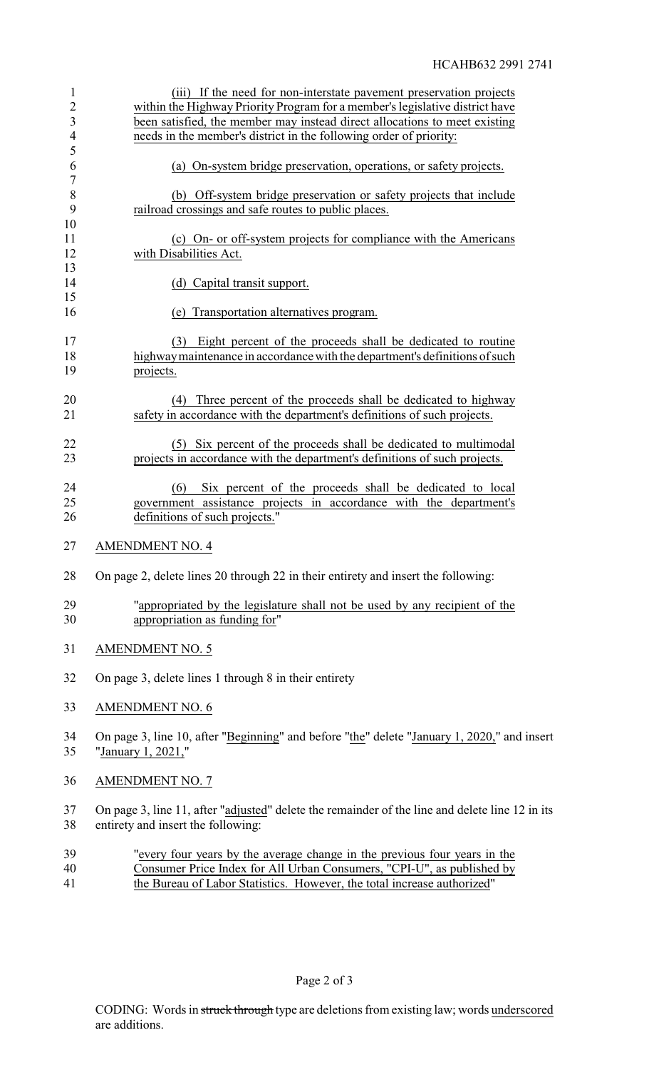(iii) If the need for non-interstate pavement preservation projects within the Highway Priority Program for a member's legislative district have been satisfied, the member may instead direct allocations to meet existing needs in the member's district in the following order of priority:

(a) On-system bridge preservation, operations, or safety projects.

(b) Off-system bridge preservation or safety projects that include railroad crossings and safe routes to public places.

(c) On- or off-system projects for compliance with the Americans with Disabilities Act.

(d) Capital transit support.

(e) Transportation alternatives program.

(3) Eight percent of the proceeds shall be dedicated to routine highway maintenance in accordance with the department's definitions of such projects.

(4) Three percent of the proceeds shall be dedicated to highway safety in accordance with the department's definitions of such projects.

(5) Six percent of the proceeds shall be dedicated to multimodal projects in accordance with the department's definitions of such projects.

(6) Six percent of the proceeds shall be dedicated to local government assistance projects in accordance with the department's definitions of such projects."

AMENDMENT NO. 4

On page 2, delete lines 20 through 22 in their entirety and insert the following:

"appropriated by the legislature shall not be used by any recipient of the appropriation as funding for"

AMENDMENT NO. 5

On page 3, delete lines 1 through 8 in their entirety

AMENDMENT NO. 6

On page 3, line 10, after "Beginning" and before "the" delete "January 1, 2020," and insert "January 1, 2021,"

AMENDMENT NO. 7

On page 3, line 11, after "adjusted" delete the remainder of the line and delete line 12 in its entirety and insert the following:

"every four years by the average change in the previous four years in the Consumer Price Index for All Urban Consumers, "CPI-U", as published by the Bureau of Labor Statistics. However, the total increase authorized"

CODING: Words in ~~struck through~~ type are deletions from existing law; words underscored are additions.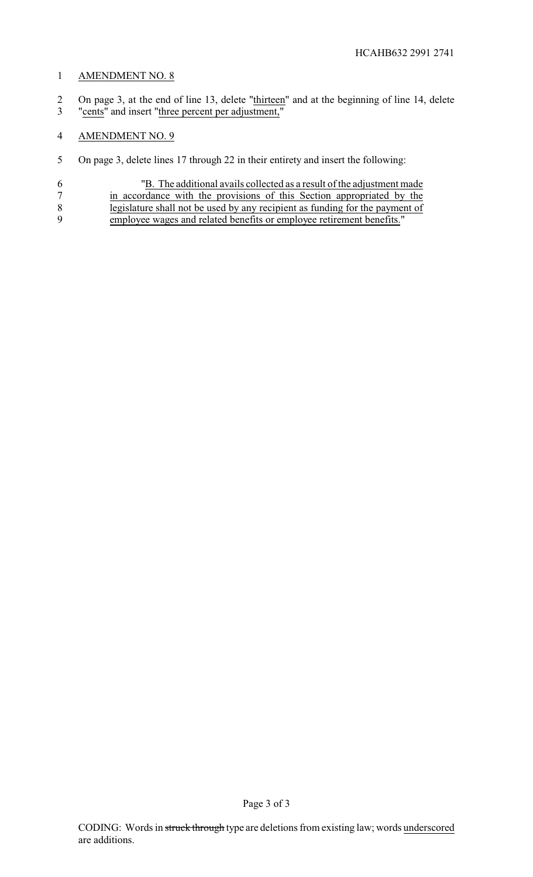AMENDMENT NO. 8

On page 3, at the end of line 13, delete "thirteen" and at the beginning of line 14, delete "cents" and insert "three percent per adjustment,"

AMENDMENT NO. 9

On page 3, delete lines 17 through 22 in their entirety and insert the following:

"B. The additional avails collected as a result of the adjustment made in accordance with the provisions of this Section appropriated by the legislature shall not be used by any recipient as funding for the payment of employee wages and related benefits or employee retirement benefits."

CODING: Words in ~~struck through~~ type are deletions from existing law; words underscored are additions.